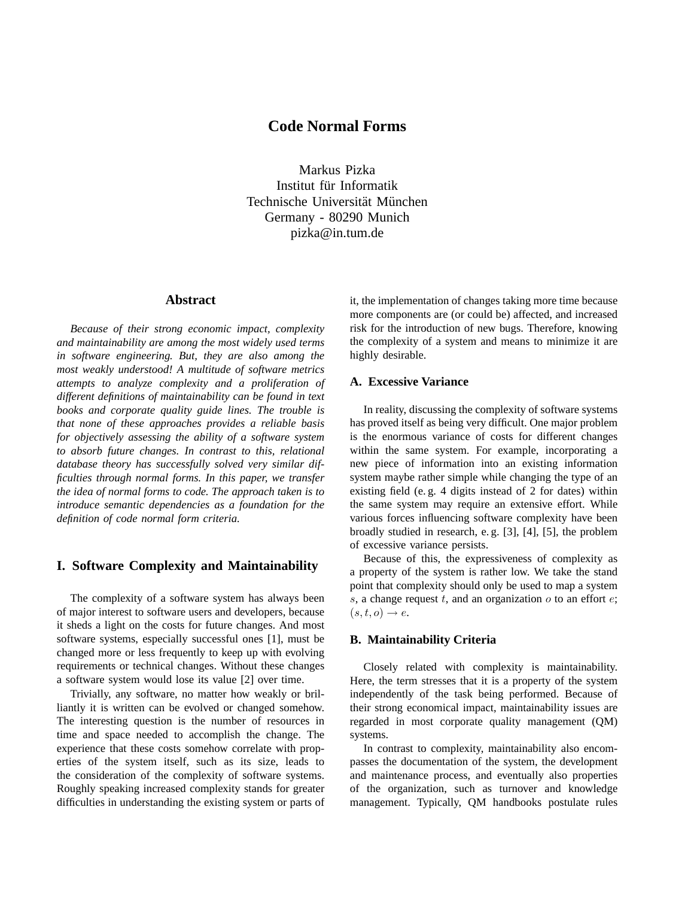# Code Normal Forms

Markus Pizka
Institut für Informatik
Technische Universität München
Germany - 80290 Munich
pizka@in.tum.de

## Abstract

*Because of their strong economic impact, complexity and maintainability are among the most widely used terms in software engineering. But, they are also among the most weakly understood! A multitude of software metrics attempts to analyze complexity and a proliferation of different definitions of maintainability can be found in text books and corporate quality guide lines. The trouble is that none of these approaches provides a reliable basis for objectively assessing the ability of a software system to absorb future changes. In contrast to this, relational database theory has successfully solved very similar difficulties through normal forms. In this paper, we transfer the idea of normal forms to code. The approach taken is to introduce semantic dependencies as a foundation for the definition of code normal form criteria.*

## I. Software Complexity and Maintainability

The complexity of a software system has always been of major interest to software users and developers, because it sheds a light on the costs for future changes. And most software systems, especially successful ones [1], must be changed more or less frequently to keep up with evolving requirements or technical changes. Without these changes a software system would lose its value [2] over time.

Trivially, any software, no matter how weakly or brilliantly it is written can be evolved or changed somehow. The interesting question is the number of resources in time and space needed to accomplish the change. The experience that these costs somehow correlate with properties of the system itself, such as its size, leads to the consideration of the complexity of software systems. Roughly speaking increased complexity stands for greater difficulties in understanding the existing system or parts of it, the implementation of changes taking more time because more components are (or could be) affected, and increased risk for the introduction of new bugs. Therefore, knowing the complexity of a system and means to minimize it are highly desirable.

### A. Excessive Variance

In reality, discussing the complexity of software systems has proved itself as being very difficult. One major problem is the enormous variance of costs for different changes within the same system. For example, incorporating a new piece of information into an existing information system maybe rather simple while changing the type of an existing field (e. g. 4 digits instead of 2 for dates) within the same system may require an extensive effort. While various forces influencing software complexity have been broadly studied in research, e. g. [3], [4], [5], the problem of excessive variance persists.

Because of this, the expressiveness of complexity as a property of the system is rather low. We take the stand point that complexity should only be used to map a system $s$, a change request $t$, and an organization $o$ to an effort $e$; $(s, t, o) \rightarrow e$.

### B. Maintainability Criteria

Closely related with complexity is maintainability. Here, the term stresses that it is a property of the system independently of the task being performed. Because of their strong economical impact, maintainability issues are regarded in most corporate quality management (QM) systems.

In contrast to complexity, maintainability also encompasses the documentation of the system, the development and maintenance process, and eventually also properties of the organization, such as turnover and knowledge management. Typically, QM handbooks postulate rules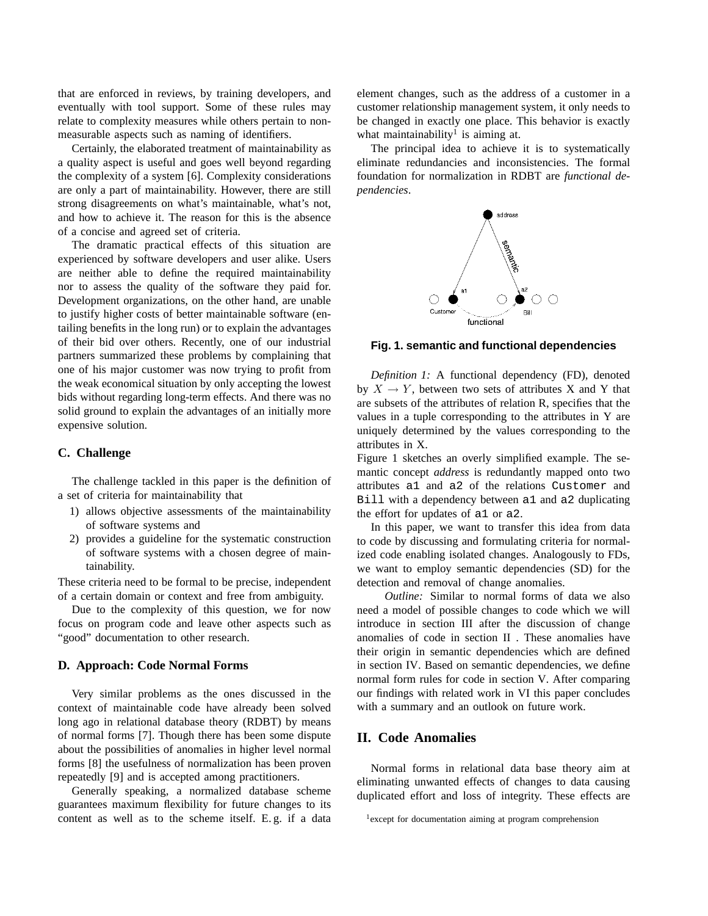that are enforced in reviews, by training developers, and eventually with tool support. Some of these rules may relate to complexity measures while others pertain to non-measurable aspects such as naming of identifiers.

Certainly, the elaborated treatment of maintainability as a quality aspect is useful and goes well beyond regarding the complexity of a system [6]. Complexity considerations are only a part of maintainability. However, there are still strong disagreements on what's maintainable, what's not, and how to achieve it. The reason for this is the absence of a concise and agreed set of criteria.

The dramatic practical effects of this situation are experienced by software developers and user alike. Users are neither able to define the required maintainability nor to assess the quality of the software they paid for. Development organizations, on the other hand, are unable to justify higher costs of better maintainable software (entailing benefits in the long run) or to explain the advantages of their bid over others. Recently, one of our industrial partners summarized these problems by complaining that one of his major customer was now trying to profit from the weak economical situation by only accepting the lowest bids without regarding long-term effects. And there was no solid ground to explain the advantages of an initially more expensive solution.

### C. Challenge

The challenge tackled in this paper is the definition of a set of criteria for maintainability that

1) allows objective assessments of the maintainability of software systems and
2) provides a guideline for the systematic construction of software systems with a chosen degree of maintainability.

These criteria need to be formal to be precise, independent of a certain domain or context and free from ambiguity.

Due to the complexity of this question, we for now focus on program code and leave other aspects such as "good" documentation to other research.

### D. Approach: Code Normal Forms

Very similar problems as the ones discussed in the context of maintainable code have already been solved long ago in relational database theory (RDBT) by means of normal forms [7]. Though there has been some dispute about the possibilities of anomalies in higher level normal forms [8] the usefulness of normalization has been proven repeatedly [9] and is accepted among practitioners.

Generally speaking, a normalized database scheme guarantees maximum flexibility for future changes to its content as well as to the scheme itself. E. g. if a data element changes, such as the address of a customer in a customer relationship management system, it only needs to be changed in exactly one place. This behavior is exactly what maintainability[1] is aiming at.

The principal idea to achieve it is to systematically eliminate redundancies and inconsistencies. The formal foundation for normalization in RDBT are *functional dependencies*.

**Fig. 1. semantic and functional dependencies**

*Definition 1:* A functional dependency (FD), denoted by $X \rightarrow Y$, between two sets of attributes X and Y that are subsets of the attributes of relation R, specifies that the values in a tuple corresponding to the attributes in Y are uniquely determined by the values corresponding to the attributes in X.

Figure 1 sketches an overly simplified example. The semantic concept *address* is redundantly mapped onto two attributes `a1` and `a2` of the relations `Customer` and `Bill` with a dependency between `a1` and `a2` duplicating the effort for updates of `a1` or `a2`.

In this paper, we want to transfer this idea from data to code by discussing and formulating criteria for normalized code enabling isolated changes. Analogously to FDs, we want to employ semantic dependencies (SD) for the detection and removal of change anomalies.

*Outline:* Similar to normal forms of data we also need a model of possible changes to code which we will introduce in section III after the discussion of change anomalies of code in section II . These anomalies have their origin in semantic dependencies which are defined in section IV. Based on semantic dependencies, we define normal form rules for code in section V. After comparing our findings with related work in VI this paper concludes with a summary and an outlook on future work.

## II. Code Anomalies

Normal forms in relational data base theory aim at eliminating unwanted effects of changes to data causing duplicated effort and loss of integrity. These effects are

[1] except for documentation aiming at program comprehension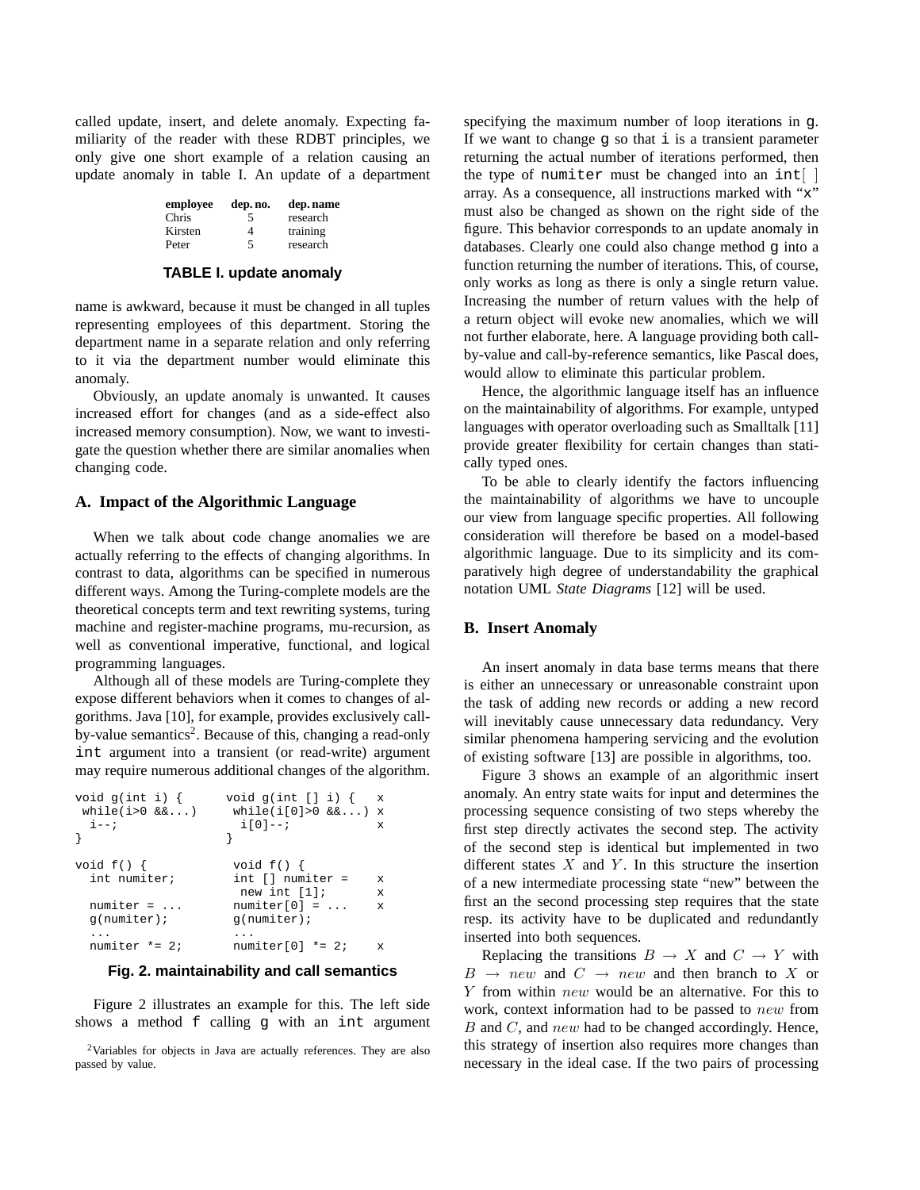called update, insert, and delete anomaly. Expecting familiarity of the reader with these RDBT principles, we only give one short example of a relation causing an update anomaly in table I. An update of a department

| employee | dep. no. | dep. name |
|---|---|---|
| Chris | 5 | research |
| Kirsten | 4 | training |
| Peter | 5 | research |

**TABLE I. update anomaly**

name is awkward, because it must be changed in all tuples representing employees of this department. Storing the department name in a separate relation and only referring to it via the department number would eliminate this anomaly.

Obviously, an update anomaly is unwanted. It causes increased effort for changes (and as a side-effect also increased memory consumption). Now, we want to investigate the question whether there are similar anomalies when changing code.

## A. Impact of the Algorithmic Language

When we talk about code change anomalies we are actually referring to the effects of changing algorithms. In contrast to data, algorithms can be specified in numerous different ways. Among the Turing-complete models are the theoretical concepts term and text rewriting systems, turing machine and register-machine programs, mu-recursion, as well as conventional imperative, functional, and logical programming languages.

Although all of these models are Turing-complete they expose different behaviors when it comes to changes of algorithms. Java [10], for example, provides exclusively call-by-value semantics[2]. Because of this, changing a read-only `int` argument into a transient (or read-write) argument may require numerous additional changes of the algorithm.

```
void g(int i) {        void g(int [] i) {   x
 while(i>0 &&...)       while(i[0]>0 &&...) x
  i--;                   i[0]--;            x
}                      }

void f() {              void f() {
  int numiter;          int [] numiter =    x
                         new int [1];       x
  numiter = ...         numiter[0] = ...    x
  g(numiter);           g(numiter);
  ...                   ...
  numiter *= 2;         numiter[0] *= 2;    x
```

**Fig. 2. maintainability and call semantics**

Figure 2 illustrates an example for this. The left side shows a method `f` calling `g` with an `int` argument specifying the maximum number of loop iterations in `g`. If we want to change `g` so that `i` is a transient parameter returning the actual number of iterations performed, then the type of `numiter` must be changed into an `int[ ]` array. As a consequence, all instructions marked with "x" must also be changed as shown on the right side of the figure. This behavior corresponds to an update anomaly in databases. Clearly one could also change method `g` into a function returning the number of iterations. This, of course, only works as long as there is only a single return value. Increasing the number of return values with the help of a return object will evoke new anomalies, which we will not further elaborate, here. A language providing both call-by-value and call-by-reference semantics, like Pascal does, would allow to eliminate this particular problem.

Hence, the algorithmic language itself has an influence on the maintainability of algorithms. For example, untyped languages with operator overloading such as Smalltalk [11] provide greater flexibility for certain changes than statically typed ones.

To be able to clearly identify the factors influencing the maintainability of algorithms we have to uncouple our view from language specific properties. All following consideration will therefore be based on a model-based algorithmic language. Due to its simplicity and its comparatively high degree of understandability the graphical notation UML *State Diagrams* [12] will be used.

## B. Insert Anomaly

An insert anomaly in data base terms means that there is either an unnecessary or unreasonable constraint upon the task of adding new records or adding a new record will inevitably cause unnecessary data redundancy. Very similar phenomena hampering servicing and the evolution of existing software [13] are possible in algorithms, too.

Figure 3 shows an example of an algorithmic insert anomaly. An entry state waits for input and determines the processing sequence consisting of two steps whereby the first step directly activates the second step. The activity of the second step is identical but implemented in two different states $X$ and $Y$. In this structure the insertion of a new intermediate processing state "new" between the first an the second processing step requires that the state resp. its activity have to be duplicated and redundantly inserted into both sequences.

Replacing the transitions $B \rightarrow X$ and $C \rightarrow Y$ with $B \rightarrow new$ and $C \rightarrow new$ and then branch to $X$ or $Y$ from within $new$ would be an alternative. For this to work, context information had to be passed to $new$ from $B$ and $C$, and $new$ had to be changed accordingly. Hence, this strategy of insertion also requires more changes than necessary in the ideal case. If the two pairs of processing

[2]Variables for objects in Java are actually references. They are also passed by value.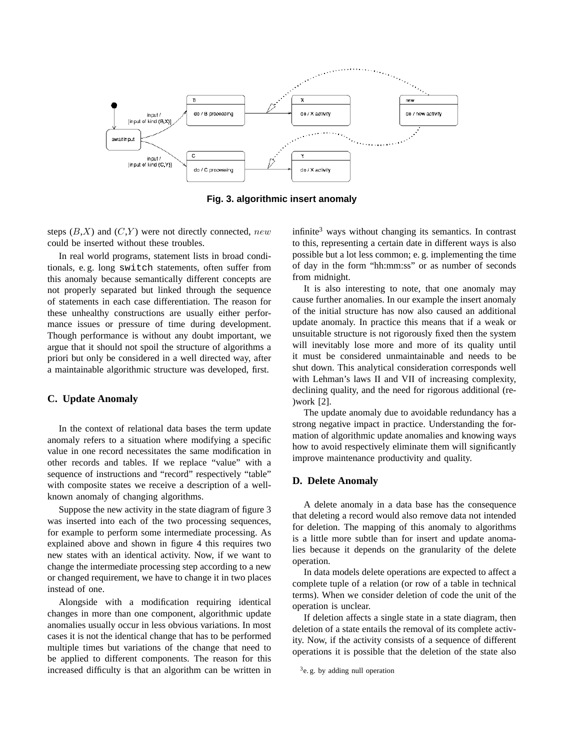input /
[input of kind (B,X)]

awaitInput

input /
[input of kind (C,Y)]

B

do / B processing

C

do / C processing

X

do / X activity

Y

do / X activity

new

do / new activity

**Fig. 3. algorithmic insert anomaly**

steps ($B$,$X$) and ($C$,$Y$) were not directly connected, $new$ could be inserted without these troubles.

In real world programs, statement lists in broad conditionals, e. g. long `switch` statements, often suffer from this anomaly because semantically different concepts are not properly separated but linked through the sequence of statements in each case differentiation. The reason for these unhealthy constructions are usually either performance issues or pressure of time during development. Though performance is without any doubt important, we argue that it should not spoil the structure of algorithms a priori but only be considered in a well directed way, after a maintainable algorithmic structure was developed, first.

### C. Update Anomaly

In the context of relational data bases the term update anomaly refers to a situation where modifying a specific value in one record necessitates the same modification in other records and tables. If we replace "value" with a sequence of instructions and "record" respectively "table" with composite states we receive a description of a well-known anomaly of changing algorithms.

Suppose the new activity in the state diagram of figure 3 was inserted into each of the two processing sequences, for example to perform some intermediate processing. As explained above and shown in figure 4 this requires two new states with an identical activity. Now, if we want to change the intermediate processing step according to a new or changed requirement, we have to change it in two places instead of one.

Alongside with a modification requiring identical changes in more than one component, algorithmic update anomalies usually occur in less obvious variations. In most cases it is not the identical change that has to be performed multiple times but variations of the change that need to be applied to different components. The reason for this increased difficulty is that an algorithm can be written in infinite[3] ways without changing its semantics. In contrast to this, representing a certain date in different ways is also possible but a lot less common; e. g. implementing the time of day in the form "hh:mm:ss" or as number of seconds from midnight.

It is also interesting to note, that one anomaly may cause further anomalies. In our example the insert anomaly of the initial structure has now also caused an additional update anomaly. In practice this means that if a weak or unsuitable structure is not rigorously fixed then the system will inevitably lose more and more of its quality until it must be considered unmaintainable and needs to be shut down. This analytical consideration corresponds well with Lehman's laws II and VII of increasing complexity, declining quality, and the need for rigorous additional (re-)work [2].

The update anomaly due to avoidable redundancy has a strong negative impact in practice. Understanding the formation of algorithmic update anomalies and knowing ways how to avoid respectively eliminate them will significantly improve maintenance productivity and quality.

### D. Delete Anomaly

A delete anomaly in a data base has the consequence that deleting a record would also remove data not intended for deletion. The mapping of this anomaly to algorithms is a little more subtle than for insert and update anomalies because it depends on the granularity of the delete operation.

In data models delete operations are expected to affect a complete tuple of a relation (or row of a table in technical terms). When we consider deletion of code the unit of the operation is unclear.

If deletion affects a single state in a state diagram, then deletion of a state entails the removal of its complete activity. Now, if the activity consists of a sequence of different operations it is possible that the deletion of the state also

[3] e. g. by adding null operation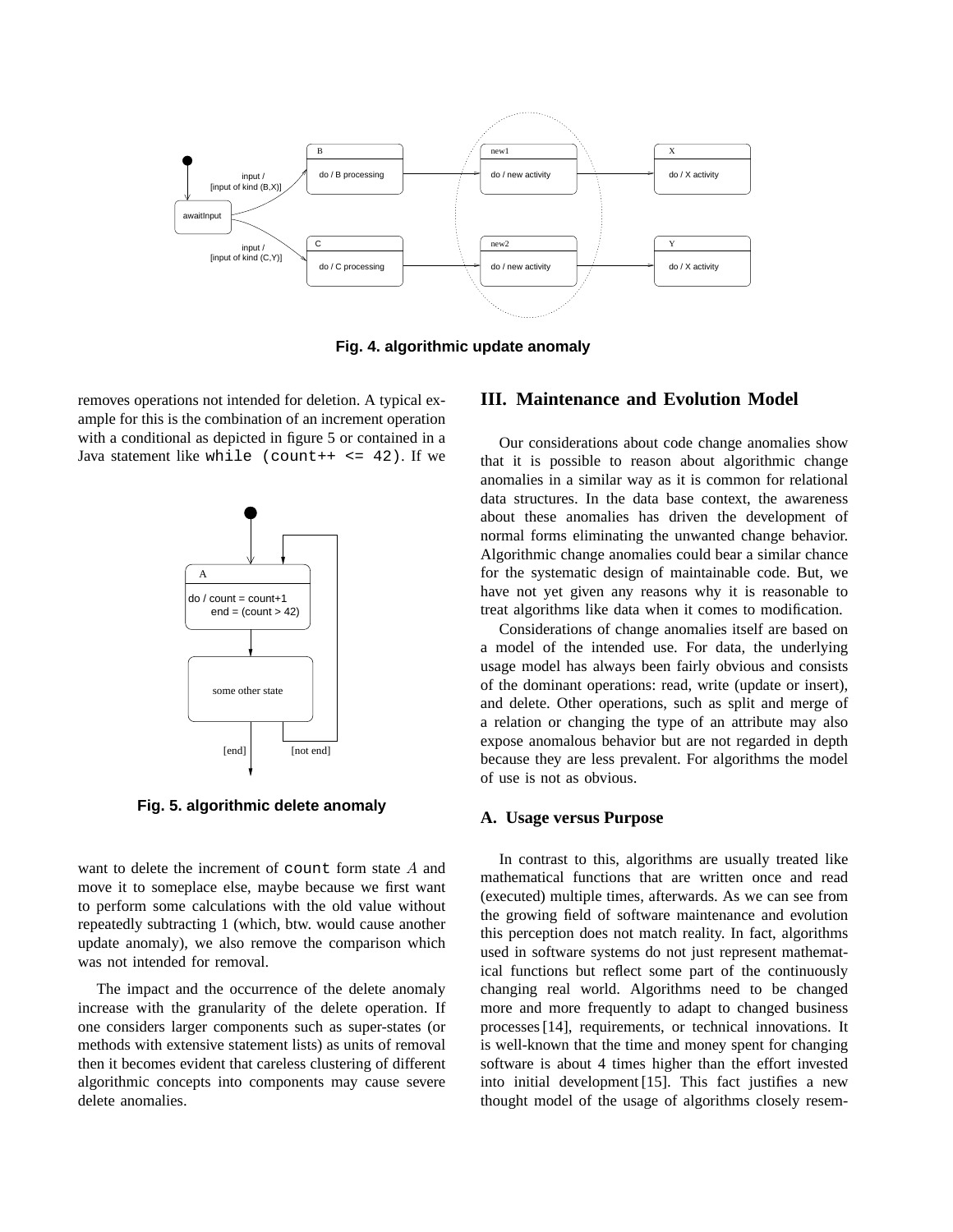Fig. 4. algorithmic update anomaly

removes operations not intended for deletion. A typical example for this is the combination of an increment operation with a conditional as depicted in figure 5 or contained in a Java statement like `while (count++ <= 42)`. If we want to delete the increment of `count` form state $A$ and move it to someplace else, maybe because we first want to perform some calculations with the old value without repeatedly subtracting 1 (which, btw. would cause another update anomaly), we also remove the comparison which was not intended for removal.

Fig. 5. algorithmic delete anomaly

The impact and the occurrence of the delete anomaly increase with the granularity of the delete operation. If one considers larger components such as super-states (or methods with extensive statement lists) as units of removal then it becomes evident that careless clustering of different algorithmic concepts into components may cause severe delete anomalies.

## III. Maintenance and Evolution Model

Our considerations about code change anomalies show that it is possible to reason about algorithmic change anomalies in a similar way as it is common for relational data structures. In the data base context, the awareness about these anomalies has driven the development of normal forms eliminating the unwanted change behavior. Algorithmic change anomalies could bear a similar chance for the systematic design of maintainable code. But, we have not yet given any reasons why it is reasonable to treat algorithms like data when it comes to modification.

Considerations of change anomalies itself are based on a model of the intended use. For data, the underlying usage model has always been fairly obvious and consists of the dominant operations: read, write (update or insert), and delete. Other operations, such as split and merge of a relation or changing the type of an attribute may also expose anomalous behavior but are not regarded in depth because they are less prevalent. For algorithms the model of use is not as obvious.

### A. Usage versus Purpose

In contrast to this, algorithms are usually treated like mathematical functions that are written once and read (executed) multiple times, afterwards. As we can see from the growing field of software maintenance and evolution this perception does not match reality. In fact, algorithms used in software systems do not just represent mathematical functions but reflect some part of the continuously changing real world. Algorithms need to be changed more and more frequently to adapt to changed business processes [14], requirements, or technical innovations. It is well-known that the time and money spent for changing software is about 4 times higher than the effort invested into initial development [15]. This fact justifies a new thought model of the usage of algorithms closely resem-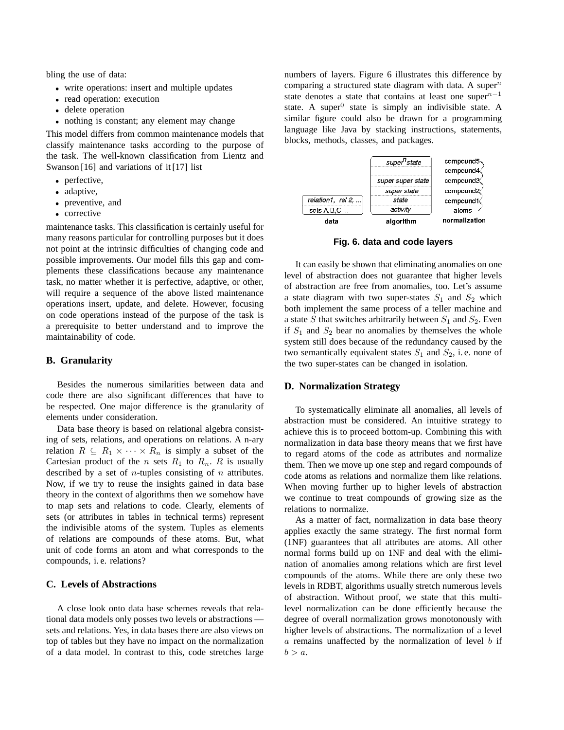bling the use of data:

- write operations: insert and multiple updates
- read operation: execution
- delete operation
- nothing is constant; any element may change

This model differs from common maintenance models that classify maintenance tasks according to the purpose of the task. The well-known classification from Lientz and Swanson [16] and variations of it [17] list

- perfective,
- adaptive,
- preventive, and
- corrective

maintenance tasks. This classification is certainly useful for many reasons particular for controlling purposes but it does not point at the intrinsic difficulties of changing code and possible improvements. Our model fills this gap and complements these classifications because any maintenance task, no matter whether it is perfective, adaptive, or other, will require a sequence of the above listed maintenance operations insert, update, and delete. However, focusing on code operations instead of the purpose of the task is a prerequisite to better understand and to improve the maintainability of code.

### B. Granularity

Besides the numerous similarities between data and code there are also significant differences that have to be respected. One major difference is the granularity of elements under consideration.

Data base theory is based on relational algebra consisting of sets, relations, and operations on relations. A n-ary relation $R \subseteq R_1 \times \cdots \times R_n$ is simply a subset of the Cartesian product of the $n$ sets $R_1$ to $R_n$. $R$ is usually described by a set of $n$-tuples consisting of $n$ attributes. Now, if we try to reuse the insights gained in data base theory in the context of algorithms then we somehow have to map sets and relations to code. Clearly, elements of sets (or attributes in tables in technical terms) represent the indivisible atoms of the system. Tuples as elements of relations are compounds of these atoms. But, what unit of code forms an atom and what corresponds to the compounds, i. e. relations?

### C. Levels of Abstractions

A close look onto data base schemes reveals that relational data models only posses two levels or abstractions — sets and relations. Yes, in data bases there are also views on top of tables but they have no impact on the normalization of a data model. In contrast to this, code stretches large numbers of layers. Figure 6 illustrates this difference by comparing a structured state diagram with data. A super$^n$ state denotes a state that contains at least one super$^{n-1}$ state. A super$^0$ state is simply an indivisible state. A similar figure could also be drawn for a programming language like Java by stacking instructions, statements, blocks, methods, classes, and packages.

super$^n$ state
super super state
super state
state
activity
relation1, rel 2, ...
sets A,B,C ...
data
algorithm
compound5
compound4
compound3
compound2
compound1
atoms
normalization

**Fig. 6. data and code layers**

It can easily be shown that eliminating anomalies on one level of abstraction does not guarantee that higher levels of abstraction are free from anomalies, too. Let's assume a state diagram with two super-states $S_1$ and $S_2$ which both implement the same process of a teller machine and a state $S$ that switches arbitrarily between $S_1$ and $S_2$. Even if $S_1$ and $S_2$ bear no anomalies by themselves the whole system still does because of the redundancy caused by the two semantically equivalent states $S_1$ and $S_2$, i. e. none of the two super-states can be changed in isolation.

### D. Normalization Strategy

To systematically eliminate all anomalies, all levels of abstraction must be considered. An intuitive strategy to achieve this is to proceed bottom-up. Combining this with normalization in data base theory means that we first have to regard atoms of the code as attributes and normalize them. Then we move up one step and regard compounds of code atoms as relations and normalize them like relations. When moving further up to higher levels of abstraction we continue to treat compounds of growing size as the relations to normalize.

As a matter of fact, normalization in data base theory applies exactly the same strategy. The first normal form (1NF) guarantees that all attributes are atoms. All other normal forms build up on 1NF and deal with the elimination of anomalies among relations which are first level compounds of the atoms. While there are only these two levels in RDBT, algorithms usually stretch numerous levels of abstraction. Without proof, we state that this multi-level normalization can be done efficiently because the degree of overall normalization grows monotonously with higher levels of abstractions. The normalization of a level $a$ remains unaffected by the normalization of level $b$ if $b > a$.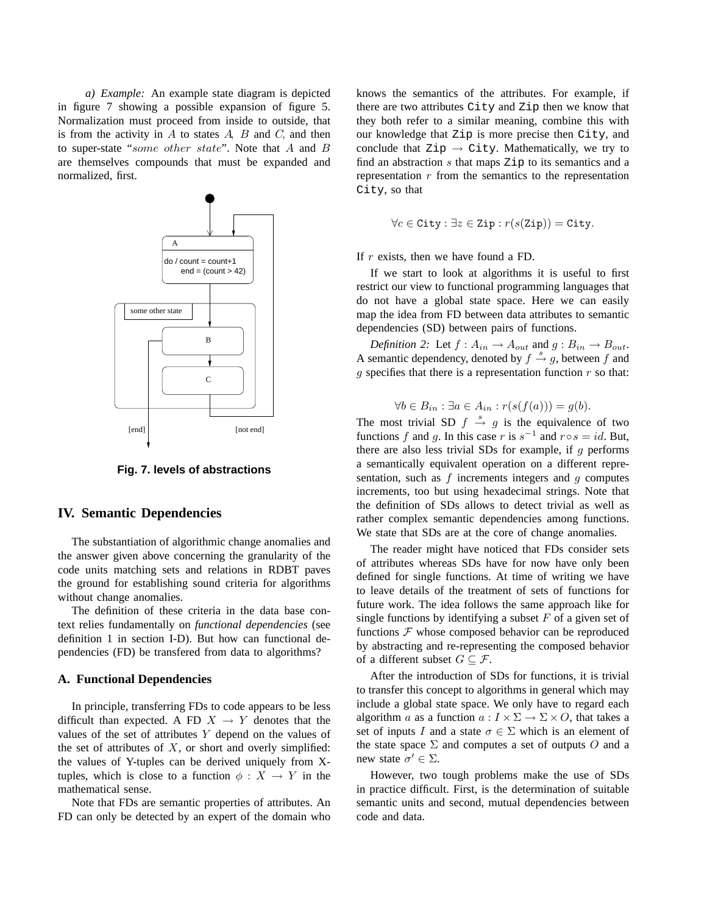*a) Example:* An example state diagram is depicted in figure 7 showing a possible expansion of figure 5. Normalization must proceed from inside to outside, that is from the activity in $A$ to states $A$, $B$ and $C$, and then to super-state "$some\ other\ state$". Note that $A$ and $B$ are themselves compounds that must be expanded and normalized, first.

**Fig. 7. levels of abstractions**

## IV. Semantic Dependencies

The substantiation of algorithmic change anomalies and the answer given above concerning the granularity of the code units matching sets and relations in RDBT paves the ground for establishing sound criteria for algorithms without change anomalies.

The definition of these criteria in the data base context relies fundamentally on *functional dependencies* (see definition 1 in section I-D). But how can functional dependencies (FD) be transfered from data to algorithms?

### A. Functional Dependencies

In principle, transferring FDs to code appears to be less difficult than expected. A FD $X \to Y$ denotes that the values of the set of attributes $Y$ depend on the values of the set of attributes of $X$, or short and overly simplified: the values of Y-tuples can be derived uniquely from X-tuples, which is close to a function $\phi : X \to Y$ in the mathematical sense.

Note that FDs are semantic properties of attributes. An FD can only be detected by an expert of the domain who knows the semantics of the attributes. For example, if there are two attributes `City` and `Zip` then we know that they both refer to a similar meaning, combine this with our knowledge that `Zip` is more precise then `City`, and conclude that `Zip` $\to$ `City`. Mathematically, we try to find an abstraction $s$ that maps `Zip` to its semantics and a representation $r$ from the semantics to the representation `City`, so that

$$\forall c \in \texttt{City} : \exists z \in \texttt{Zip} : r(s(\texttt{Zip})) = \texttt{City}.$$

If $r$ exists, then we have found a FD.

If we start to look at algorithms it is useful to first restrict our view to functional programming languages that do not have a global state space. Here we can easily map the idea from FD between data attributes to semantic dependencies (SD) between pairs of functions.

*Definition 2:* Let $f : A_{in} \to A_{out}$ and $g : B_{in} \to B_{out}$. A semantic dependency, denoted by $f \overset{s}{\to} g$, between $f$ and $g$ specifies that there is a representation function $r$ so that:

$$\forall b \in B_{in} : \exists a \in A_{in} : r(s(f(a))) = g(b).$$

The most trivial SD $f \overset{s}{\to} g$ is the equivalence of two functions $f$ and $g$. In this case $r$ is $s^{-1}$ and $r \circ s = id$. But, there are also less trivial SDs for example, if $g$ performs a semantically equivalent operation on a different representation, such as $f$ increments integers and $g$ computes increments, too but using hexadecimal strings. Note that the definition of SDs allows to detect trivial as well as rather complex semantic dependencies among functions. We state that SDs are at the core of change anomalies.

The reader might have noticed that FDs consider sets of attributes whereas SDs have for now have only been defined for single functions. At time of writing we have to leave details of the treatment of sets of functions for future work. The idea follows the same approach like for single functions by identifying a subset $F$ of a given set of functions $\mathcal{F}$ whose composed behavior can be reproduced by abstracting and re-representing the composed behavior of a different subset $G \subseteq \mathcal{F}$.

After the introduction of SDs for functions, it is trivial to transfer this concept to algorithms in general which may include a global state space. We only have to regard each algorithm $a$ as a function $a : I \times \Sigma \to \Sigma \times O$, that takes a set of inputs $I$ and a state $\sigma \in \Sigma$ which is an element of the state space $\Sigma$ and computes a set of outputs $O$ and a new state $\sigma' \in \Sigma$.

However, two tough problems make the use of SDs in practice difficult. First, is the determination of suitable semantic units and second, mutual dependencies between code and data.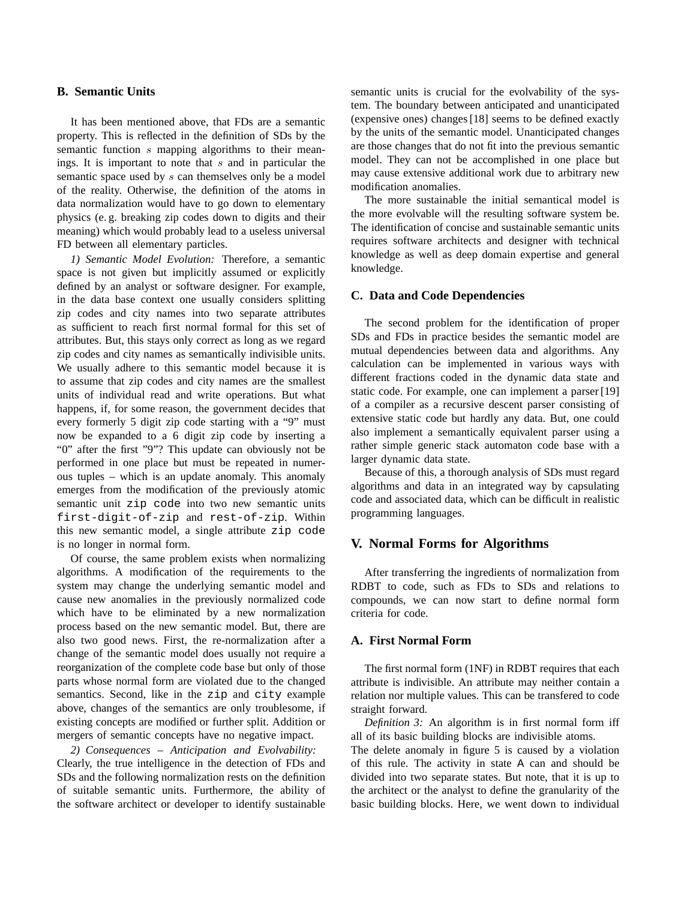### B. Semantic Units

It has been mentioned above, that FDs are a semantic property. This is reflected in the definition of SDs by the semantic function $s$ mapping algorithms to their meanings. It is important to note that $s$ and in particular the semantic space used by $s$ can themselves only be a model of the reality. Otherwise, the definition of the atoms in data normalization would have to go down to elementary physics (e. g. breaking zip codes down to digits and their meaning) which would probably lead to a useless universal FD between all elementary particles.

*1) Semantic Model Evolution:* Therefore, a semantic space is not given but implicitly assumed or explicitly defined by an analyst or software designer. For example, in the data base context one usually considers splitting zip codes and city names into two separate attributes as sufficient to reach first normal formal for this set of attributes. But, this stays only correct as long as we regard zip codes and city names as semantically indivisible units. We usually adhere to this semantic model because it is to assume that zip codes and city names are the smallest units of individual read and write operations. But what happens, if, for some reason, the government decides that every formerly 5 digit zip code starting with a "9" must now be expanded to a 6 digit zip code by inserting a "0" after the first "9"? This update can obviously not be performed in one place but must be repeated in numerous tuples – which is an update anomaly. This anomaly emerges from the modification of the previously atomic semantic unit `zip code` into two new semantic units `first-digit-of-zip` and `rest-of-zip`. Within this new semantic model, a single attribute `zip code` is no longer in normal form.

Of course, the same problem exists when normalizing algorithms. A modification of the requirements to the system may change the underlying semantic model and cause new anomalies in the previously normalized code which have to be eliminated by a new normalization process based on the new semantic model. But, there are also two good news. First, the re-normalization after a change of the semantic model does usually not require a reorganization of the complete code base but only of those parts whose normal form are violated due to the changed semantics. Second, like in the `zip` and `city` example above, changes of the semantics are only troublesome, if existing concepts are modified or further split. Addition or mergers of semantic concepts have no negative impact.

*2) Consequences – Anticipation and Evolvability:* Clearly, the true intelligence in the detection of FDs and SDs and the following normalization rests on the definition of suitable semantic units. Furthermore, the ability of the software architect or developer to identify sustainable semantic units is crucial for the evolvability of the system. The boundary between anticipated and unanticipated (expensive ones) changes [18] seems to be defined exactly by the units of the semantic model. Unanticipated changes are those changes that do not fit into the previous semantic model. They can not be accomplished in one place but may cause extensive additional work due to arbitrary new modification anomalies.

The more sustainable the initial semantical model is the more evolvable will the resulting software system be. The identification of concise and sustainable semantic units requires software architects and designer with technical knowledge as well as deep domain expertise and general knowledge.

### C. Data and Code Dependencies

The second problem for the identification of proper SDs and FDs in practice besides the semantic model are mutual dependencies between data and algorithms. Any calculation can be implemented in various ways with different fractions coded in the dynamic data state and static code. For example, one can implement a parser [19] of a compiler as a recursive descent parser consisting of extensive static code but hardly any data. But, one could also implement a semantically equivalent parser using a rather simple generic stack automaton code base with a larger dynamic data state.

Because of this, a thorough analysis of SDs must regard algorithms and data in an integrated way by capsulating code and associated data, which can be difficult in realistic programming languages.

## V. Normal Forms for Algorithms

After transferring the ingredients of normalization from RDBT to code, such as FDs to SDs and relations to compounds, we can now start to define normal form criteria for code.

### A. First Normal Form

The first normal form (1NF) in RDBT requires that each attribute is indivisible. An attribute may neither contain a relation nor multiple values. This can be transfered to code straight forward.

*Definition 3:* An algorithm is in first normal form iff all of its basic building blocks are indivisible atoms.

The delete anomaly in figure 5 is caused by a violation of this rule. The activity in state A can and should be divided into two separate states. But note, that it is up to the architect or the analyst to define the granularity of the basic building blocks. Here, we went down to individual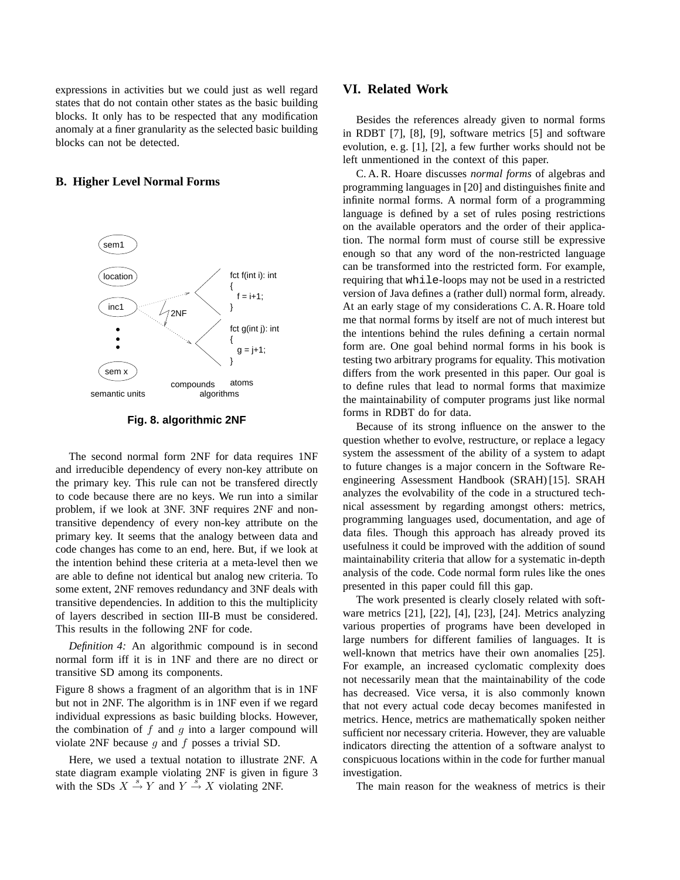expressions in activities but we could just as well regard states that do not contain other states as the basic building blocks. It only has to be respected that any modification anomaly at a finer granularity as the selected basic building blocks can not be detected.

## B. Higher Level Normal Forms

sem1

location

inc1

sem x

semantic units

2NF

compounds

algorithms

atoms

fct f(int i): int
{
  f = i+1;
}

fct g(int j): int
{
  g = j+1;
}

**Fig. 8. algorithmic 2NF**

The second normal form 2NF for data requires 1NF and irreducible dependency of every non-key attribute on the primary key. This rule can not be transfered directly to code because there are no keys. We run into a similar problem, if we look at 3NF. 3NF requires 2NF and non-transitive dependency of every non-key attribute on the primary key. It seems that the analogy between data and code changes has come to an end, here. But, if we look at the intention behind these criteria at a meta-level then we are able to define not identical but analog new criteria. To some extent, 2NF removes redundancy and 3NF deals with transitive dependencies. In addition to this the multiplicity of layers described in section III-B must be considered. This results in the following 2NF for code.

*Definition 4:* An algorithmic compound is in second normal form iff it is in 1NF and there are no direct or transitive SD among its components.

Figure 8 shows a fragment of an algorithm that is in 1NF but not in 2NF. The algorithm is in 1NF even if we regard individual expressions as basic building blocks. However, the combination of $f$ and $g$ into a larger compound will violate 2NF because $g$ and $f$ posses a trivial SD.

Here, we used a textual notation to illustrate 2NF. A state diagram example violating 2NF is given in figure 3 with the SDs $X \xrightarrow{s} Y$ and $Y \xrightarrow{s} X$ violating 2NF.

# VI. Related Work

Besides the references already given to normal forms in RDBT [7], [8], [9], software metrics [5] and software evolution, e. g. [1], [2], a few further works should not be left unmentioned in the context of this paper.

C. A. R. Hoare discusses *normal forms* of algebras and programming languages in [20] and distinguishes finite and infinite normal forms. A normal form of a programming language is defined by a set of rules posing restrictions on the available operators and the order of their application. The normal form must of course still be expressive enough so that any word of the non-restricted language can be transformed into the restricted form. For example, requiring that `while`-loops may not be used in a restricted version of Java defines a (rather dull) normal form, already. At an early stage of my considerations C. A. R. Hoare told me that normal forms by itself are not of much interest but the intentions behind the rules defining a certain normal form are. One goal behind normal forms in his book is testing two arbitrary programs for equality. This motivation differs from the work presented in this paper. Our goal is to define rules that lead to normal forms that maximize the maintainability of computer programs just like normal forms in RDBT do for data.

Because of its strong influence on the answer to the question whether to evolve, restructure, or replace a legacy system the assessment of the ability of a system to adapt to future changes is a major concern in the Software Re-engineering Assessment Handbook (SRAH) [15]. SRAH analyzes the evolvability of the code in a structured technical assessment by regarding amongst others: metrics, programming languages used, documentation, and age of data files. Though this approach has already proved its usefulness it could be improved with the addition of sound maintainability criteria that allow for a systematic in-depth analysis of the code. Code normal form rules like the ones presented in this paper could fill this gap.

The work presented is clearly closely related with software metrics [21], [22], [4], [23], [24]. Metrics analyzing various properties of programs have been developed in large numbers for different families of languages. It is well-known that metrics have their own anomalies [25]. For example, an increased cyclomatic complexity does not necessarily mean that the maintainability of the code has decreased. Vice versa, it is also commonly known that not every actual code decay becomes manifested in metrics. Hence, metrics are mathematically spoken neither sufficient nor necessary criteria. However, they are valuable indicators directing the attention of a software analyst to conspicuous locations within in the code for further manual investigation.

The main reason for the weakness of metrics is their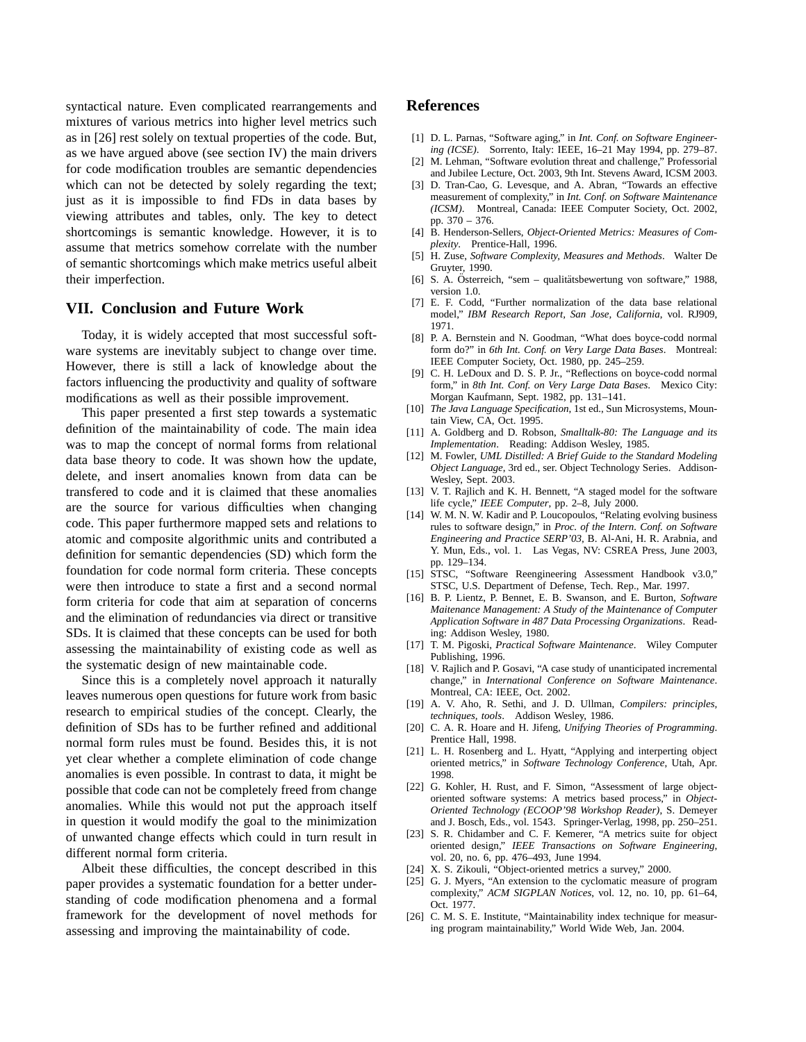syntactical nature. Even complicated rearrangements and mixtures of various metrics into higher level metrics such as in [26] rest solely on textual properties of the code. But, as we have argued above (see section IV) the main drivers for code modification troubles are semantic dependencies which can not be detected by solely regarding the text; just as it is impossible to find FDs in data bases by viewing attributes and tables, only. The key to detect shortcomings is semantic knowledge. However, it is to assume that metrics somehow correlate with the number of semantic shortcomings which make metrics useful albeit their imperfection.

## VII. Conclusion and Future Work

Today, it is widely accepted that most successful software systems are inevitably subject to change over time. However, there is still a lack of knowledge about the factors influencing the productivity and quality of software modifications as well as their possible improvement.

This paper presented a first step towards a systematic definition of the maintainability of code. The main idea was to map the concept of normal forms from relational data base theory to code. It was shown how the update, delete, and insert anomalies known from data can be transfered to code and it is claimed that these anomalies are the source for various difficulties when changing code. This paper furthermore mapped sets and relations to atomic and composite algorithmic units and contributed a definition for semantic dependencies (SD) which form the foundation for code normal form criteria. These concepts were then introduce to state a first and a second normal form criteria for code that aim at separation of concerns and the elimination of redundancies via direct or transitive SDs. It is claimed that these concepts can be used for both assessing the maintainability of existing code as well as the systematic design of new maintainable code.

Since this is a completely novel approach it naturally leaves numerous open questions for future work from basic research to empirical studies of the concept. Clearly, the definition of SDs has to be further refined and additional normal form rules must be found. Besides this, it is not yet clear whether a complete elimination of code change anomalies is even possible. In contrast to data, it might be possible that code can not be completely freed from change anomalies. While this would not put the approach itself in question it would modify the goal to the minimization of unwanted change effects which could in turn result in different normal form criteria.

Albeit these difficulties, the concept described in this paper provides a systematic foundation for a better understanding of code modification phenomena and a formal framework for the development of novel methods for assessing and improving the maintainability of code.

## References

[1] D. L. Parnas, "Software aging," in *Int. Conf. on Software Engineering (ICSE)*. Sorrento, Italy: IEEE, 16–21 May 1994, pp. 279–87.

[2] M. Lehman, "Software evolution threat and challenge," Professorial and Jubilee Lecture, Oct. 2003, 9th Int. Stevens Award, ICSM 2003.

[3] D. Tran-Cao, G. Levesque, and A. Abran, "Towards an effective measurement of complexity," in *Int. Conf. on Software Maintenance (ICSM)*. Montreal, Canada: IEEE Computer Society, Oct. 2002, pp. 370 – 376.

[4] B. Henderson-Sellers, *Object-Oriented Metrics: Measures of Complexity*. Prentice-Hall, 1996.

[5] H. Zuse, *Software Complexity, Measures and Methods*. Walter De Gruyter, 1990.

[6] S. A. Österreich, "sem – qualitätsbewertung von software," 1988, version 1.0.

[7] E. F. Codd, "Further normalization of the data base relational model," *IBM Research Report, San Jose, California*, vol. RJ909, 1971.

[8] P. A. Bernstein and N. Goodman, "What does boyce-codd normal form do?" in *6th Int. Conf. on Very Large Data Bases*. Montreal: IEEE Computer Society, Oct. 1980, pp. 245–259.

[9] C. H. LeDoux and D. S. P. Jr., "Reflections on boyce-codd normal form," in *8th Int. Conf. on Very Large Data Bases*. Mexico City: Morgan Kaufmann, Sept. 1982, pp. 131–141.

[10] *The Java Language Specification*, 1st ed., Sun Microsystems, Mountain View, CA, Oct. 1995.

[11] A. Goldberg and D. Robson, *Smalltalk-80: The Language and its Implementation*. Reading: Addison Wesley, 1985.

[12] M. Fowler, *UML Distilled: A Brief Guide to the Standard Modeling Object Language*, 3rd ed., ser. Object Technology Series. Addison-Wesley, Sept. 2003.

[13] V. T. Rajlich and K. H. Bennett, "A staged model for the software life cycle," *IEEE Computer*, pp. 2–8, July 2000.

[14] W. M. N. W. Kadir and P. Loucopoulos, "Relating evolving business rules to software design," in *Proc. of the Intern. Conf. on Software Engineering and Practice SERP'03*, B. Al-Ani, H. R. Arabnia, and Y. Mun, Eds., vol. 1. Las Vegas, NV: CSREA Press, June 2003, pp. 129–134.

[15] STSC, "Software Reengineering Assessment Handbook v3.0," STSC, U.S. Department of Defense, Tech. Rep., Mar. 1997.

[16] B. P. Lientz, P. Bennet, E. B. Swanson, and E. Burton, *Software Maitenance Management: A Study of the Maintenance of Computer Application Software in 487 Data Processing Organizations*. Reading: Addison Wesley, 1980.

[17] T. M. Pigoski, *Practical Software Maintenance*. Wiley Computer Publishing, 1996.

[18] V. Rajlich and P. Gosavi, "A case study of unanticipated incremental change," in *International Conference on Software Maintenance*. Montreal, CA: IEEE, Oct. 2002.

[19] A. V. Aho, R. Sethi, and J. D. Ullman, *Compilers: principles, techniques, tools*. Addison Wesley, 1986.

[20] C. A. R. Hoare and H. Jifeng, *Unifying Theories of Programming*. Prentice Hall, 1998.

[21] L. H. Rosenberg and L. Hyatt, "Applying and interperting object oriented metrics," in *Software Technology Conference*, Utah, Apr. 1998.

[22] G. Kohler, H. Rust, and F. Simon, "Assessment of large object-oriented software systems: A metrics based process," in *Object-Oriented Technology (ECOOP'98 Workshop Reader)*, S. Demeyer and J. Bosch, Eds., vol. 1543. Springer-Verlag, 1998, pp. 250–251.

[23] S. R. Chidamber and C. F. Kemerer, "A metrics suite for object oriented design," *IEEE Transactions on Software Engineering*, vol. 20, no. 6, pp. 476–493, June 1994.

[24] X. S. Zikouli, "Object-oriented metrics a survey," 2000.

[25] G. J. Myers, "An extension to the cyclomatic measure of program complexity," *ACM SIGPLAN Notices*, vol. 12, no. 10, pp. 61–64, Oct. 1977.

[26] C. M. S. E. Institute, "Maintainability index technique for measuring program maintainability," World Wide Web, Jan. 2004.